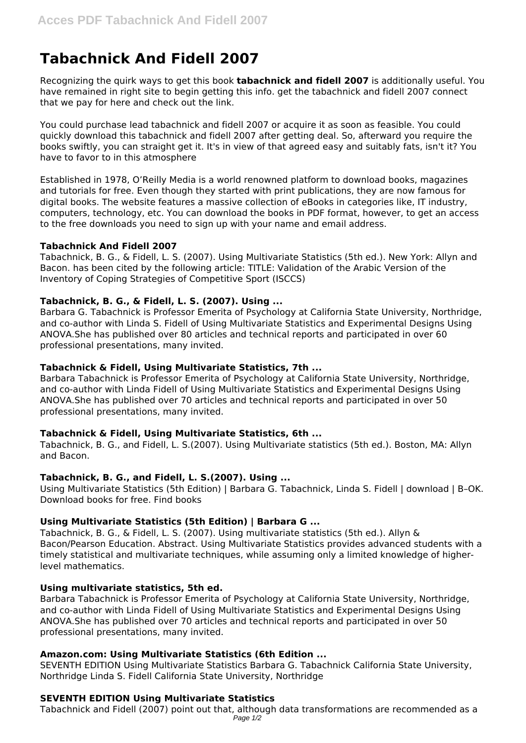# Tabachnick And Fidell 2007

Recognizing the quirk ways to get this book **tabachnick and fidell 2007** is additionally useful. You have remained in right site to begin getting this info. get the tabachnick and fidell 2007 connect that we pay for here and check out the link.

You could purchase lead tabachnick and fidell 2007 or acquire it as soon as feasible. You could quickly download this tabachnick and fidell 2007 after getting deal. So, afterward you require the books swiftly, you can straight get it. It's in view of that agreed easy and suitably fats, isn't it? You have to favor to in this atmosphere

Established in 1978, O'Reilly Media is a world renowned platform to download books, magazines and tutorials for free. Even though they started with print publications, they are now famous for digital books. The website features a massive collection of eBooks in categories like, IT industry, computers, technology, etc. You can download the books in PDF format, however, to get an access to the free downloads you need to sign up with your name and email address.

### Tabachnick And Fidell 2007

Tabachnick, B. G., & Fidell, L. S. (2007). Using Multivariate Statistics (5th ed.). New York: Allyn and Bacon. has been cited by the following article: TITLE: Validation of the Arabic Version of the Inventory of Coping Strategies of Competitive Sport (ISCCS)

### Tabachnick, B. G., & Fidell, L. S. (2007). Using ...

Barbara G. Tabachnick is Professor Emerita of Psychology at California State University, Northridge, and co-author with Linda S. Fidell of Using Multivariate Statistics and Experimental Designs Using ANOVA.She has published over 80 articles and technical reports and participated in over 60 professional presentations, many invited.

### Tabachnick & Fidell, Using Multivariate Statistics, 7th ...

Barbara Tabachnick is Professor Emerita of Psychology at California State University, Northridge, and co-author with Linda Fidell of Using Multivariate Statistics and Experimental Designs Using ANOVA.She has published over 70 articles and technical reports and participated in over 50 professional presentations, many invited.

### Tabachnick & Fidell, Using Multivariate Statistics, 6th ...

Tabachnick, B. G., and Fidell, L. S.(2007). Using Multivariate statistics (5th ed.). Boston, MA: Allyn and Bacon.

### Tabachnick, B. G., and Fidell, L. S.(2007). Using ...

Using Multivariate Statistics (5th Edition) | Barbara G. Tabachnick, Linda S. Fidell | download | B–OK. Download books for free. Find books

### Using Multivariate Statistics (5th Edition) | Barbara G ...

Tabachnick, B. G., & Fidell, L. S. (2007). Using multivariate statistics (5th ed.). Allyn & Bacon/Pearson Education. Abstract. Using Multivariate Statistics provides advanced students with a timely statistical and multivariate techniques, while assuming only a limited knowledge of higher-level mathematics.

### Using multivariate statistics, 5th ed.

Barbara Tabachnick is Professor Emerita of Psychology at California State University, Northridge, and co-author with Linda Fidell of Using Multivariate Statistics and Experimental Designs Using ANOVA.She has published over 70 articles and technical reports and participated in over 50 professional presentations, many invited.

### Amazon.com: Using Multivariate Statistics (6th Edition ...

SEVENTH EDITION Using Multivariate Statistics Barbara G. Tabachnick California State University, Northridge Linda S. Fidell California State University, Northridge

### SEVENTH EDITION Using Multivariate Statistics

Tabachnick and Fidell (2007) point out that, although data transformations are recommended as a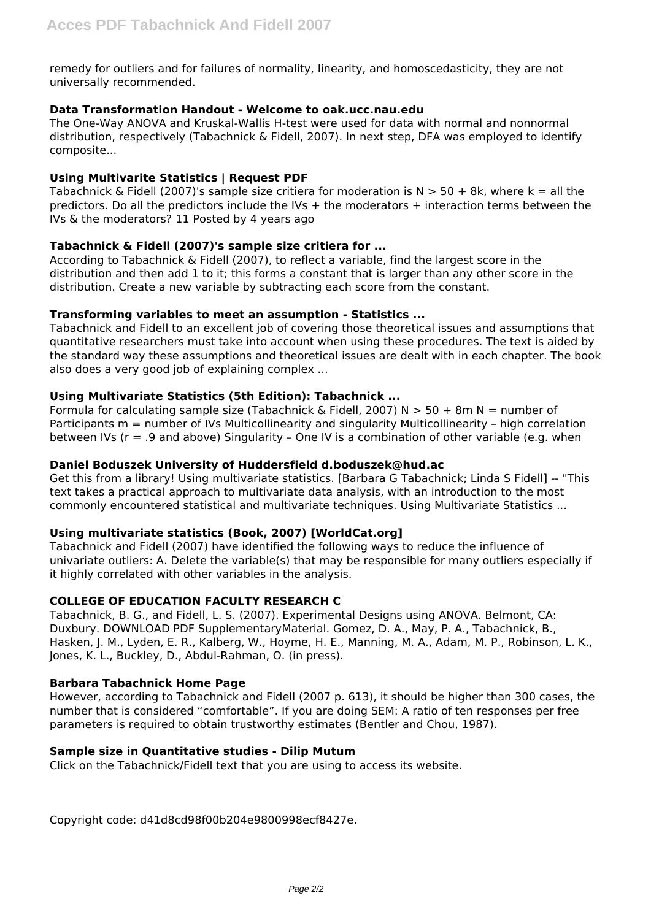remedy for outliers and for failures of normality, linearity, and homoscedasticity, they are not universally recommended.

### Data Transformation Handout - Welcome to oak.ucc.nau.edu

The One-Way ANOVA and Kruskal-Wallis H-test were used for data with normal and nonnormal distribution, respectively (Tabachnick & Fidell, 2007). In next step, DFA was employed to identify composite...

### Using Multivarite Statistics | Request PDF

Tabachnick & Fidell (2007)'s sample size critiera for moderation is $N > 50 + 8k$, where $k$ = all the predictors. Do all the predictors include the IVs + the moderators + interaction terms between the IVs & the moderators? 11 Posted by 4 years ago

### Tabachnick & Fidell (2007)'s sample size critiera for ...

According to Tabachnick & Fidell (2007), to reflect a variable, find the largest score in the distribution and then add 1 to it; this forms a constant that is larger than any other score in the distribution. Create a new variable by subtracting each score from the constant.

### Transforming variables to meet an assumption - Statistics ...

Tabachnick and Fidell to an excellent job of covering those theoretical issues and assumptions that quantitative researchers must take into account when using these procedures. The text is aided by the standard way these assumptions and theoretical issues are dealt with in each chapter. The book also does a very good job of explaining complex ...

### Using Multivariate Statistics (5th Edition): Tabachnick ...

Formula for calculating sample size (Tabachnick & Fidell, 2007) $N > 50 + 8m$ N = number of Participants m = number of IVs Multicollinearity and singularity Multicollinearity – high correlation between IVs ($r = .9$ and above) Singularity – One IV is a combination of other variable (e.g. when

### Daniel Boduszek University of Huddersfield d.boduszek@hud.ac

Get this from a library! Using multivariate statistics. [Barbara G Tabachnick; Linda S Fidell] -- "This text takes a practical approach to multivariate data analysis, with an introduction to the most commonly encountered statistical and multivariate techniques. Using Multivariate Statistics ...

### Using multivariate statistics (Book, 2007) [WorldCat.org]

Tabachnick and Fidell (2007) have identified the following ways to reduce the influence of univariate outliers: A. Delete the variable(s) that may be responsible for many outliers especially if it highly correlated with other variables in the analysis.

### COLLEGE OF EDUCATION FACULTY RESEARCH C

Tabachnick, B. G., and Fidell, L. S. (2007). Experimental Designs using ANOVA. Belmont, CA: Duxbury. DOWNLOAD PDF SupplementaryMaterial. Gomez, D. A., May, P. A., Tabachnick, B., Hasken, J. M., Lyden, E. R., Kalberg, W., Hoyme, H. E., Manning, M. A., Adam, M. P., Robinson, L. K., Jones, K. L., Buckley, D., Abdul-Rahman, O. (in press).

### Barbara Tabachnick Home Page

However, according to Tabachnick and Fidell (2007 p. 613), it should be higher than 300 cases, the number that is considered "comfortable". If you are doing SEM: A ratio of ten responses per free parameters is required to obtain trustworthy estimates (Bentler and Chou, 1987).

### Sample size in Quantitative studies - Dilip Mutum

Click on the Tabachnick/Fidell text that you are using to access its website.

Copyright code: d41d8cd98f00b204e9800998ecf8427e.